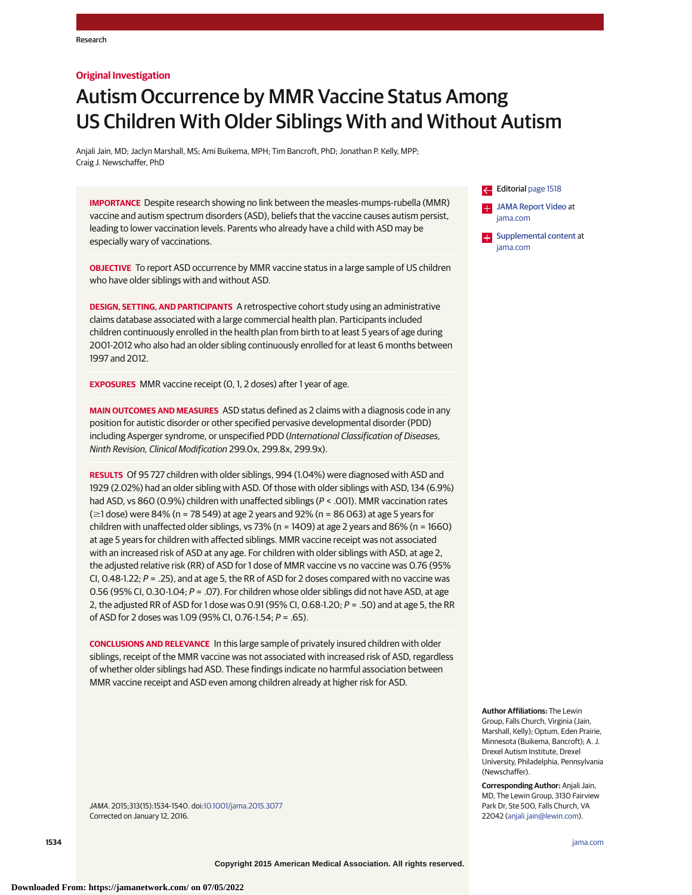Research

**Original Investigation**

# Autism Occurrence by MMR Vaccine Status Among US Children With Older Siblings With and Without Autism

Anjali Jain, MD; Jaclyn Marshall, MS; Ami Buikema, MPH; Tim Bancroft, PhD; Jonathan P. Kelly, MPP; Craig J. Newschaffer, PhD

**IMPORTANCE** Despite research showing no link between the measles-mumps-rubella (MMR) vaccine and autism spectrum disorders (ASD), beliefs that the vaccine causes autism persist, leading to lower vaccination levels. Parents who already have a child with ASD may be especially wary of vaccinations.

**OBJECTIVE** To report ASD occurrence by MMR vaccine status in a large sample of US children who have older siblings with and without ASD.

**DESIGN, SETTING, AND PARTICIPANTS** A retrospective cohort study using an administrative claims database associated with a large commercial health plan. Participants included children continuously enrolled in the health plan from birth to at least 5 years of age during 2001-2012 who also had an older sibling continuously enrolled for at least 6 months between 1997 and 2012.

**EXPOSURES** MMR vaccine receipt (0, 1, 2 doses) after 1 year of age.

**MAIN OUTCOMES AND MEASURES** ASD status defined as 2 claims with a diagnosis code in any position for autistic disorder or other specified pervasive developmental disorder (PDD) including Asperger syndrome, or unspecified PDD (*International Classification of Diseases, Ninth Revision, Clinical Modification* 299.0x, 299.8x, 299.9x).

**RESULTS** Of 95 727 children with older siblings, 994 (1.04%) were diagnosed with ASD and 1929 (2.02%) had an older sibling with ASD. Of those with older siblings with ASD, 134 (6.9%) had ASD, vs 860 (0.9%) children with unaffected siblings ($P < .001$). MMR vaccination rates (≥1 dose) were 84% (n = 78 549) at age 2 years and 92% (n = 86 063) at age 5 years for children with unaffected older siblings, vs 73% (n = 1409) at age 2 years and 86% (n = 1660) at age 5 years for children with affected siblings. MMR vaccine receipt was not associated with an increased risk of ASD at any age. For children with older siblings with ASD, at age 2, the adjusted relative risk (RR) of ASD for 1 dose of MMR vaccine vs no vaccine was 0.76 (95% CI, 0.48-1.22; $P = .25$), and at age 5, the RR of ASD for 2 doses compared with no vaccine was 0.56 (95% CI, 0.30-1.04; $P = .07$). For children whose older siblings did not have ASD, at age 2, the adjusted RR of ASD for 1 dose was 0.91 (95% CI, 0.68-1.20; $P = .50$) and at age 5, the RR of ASD for 2 doses was 1.09 (95% CI, 0.76-1.54; $P = .65$).

**CONCLUSIONS AND RELEVANCE** In this large sample of privately insured children with older siblings, receipt of the MMR vaccine was not associated with increased risk of ASD, regardless of whether older siblings had ASD. These findings indicate no harmful association between MMR vaccine receipt and ASD even among children already at higher risk for ASD.

Editorial page 1518

JAMA Report Video at jama.com

Supplemental content at jama.com

**Author Affiliations:** The Lewin Group, Falls Church, Virginia (Jain, Marshall, Kelly); Optum, Eden Prairie, Minnesota (Buikema, Bancroft); A. J. Drexel Autism Institute, Drexel University, Philadelphia, Pennsylvania (Newschaffer).

**Corresponding Author:** Anjali Jain, MD, The Lewin Group, 3130 Fairview Park Dr, Ste 500, Falls Church, VA 22042 (anjali.jain@lewin.com).

*JAMA*. 2015;313(15):1534-1540. doi:10.1001/jama.2015.3077
Corrected on January 12, 2016.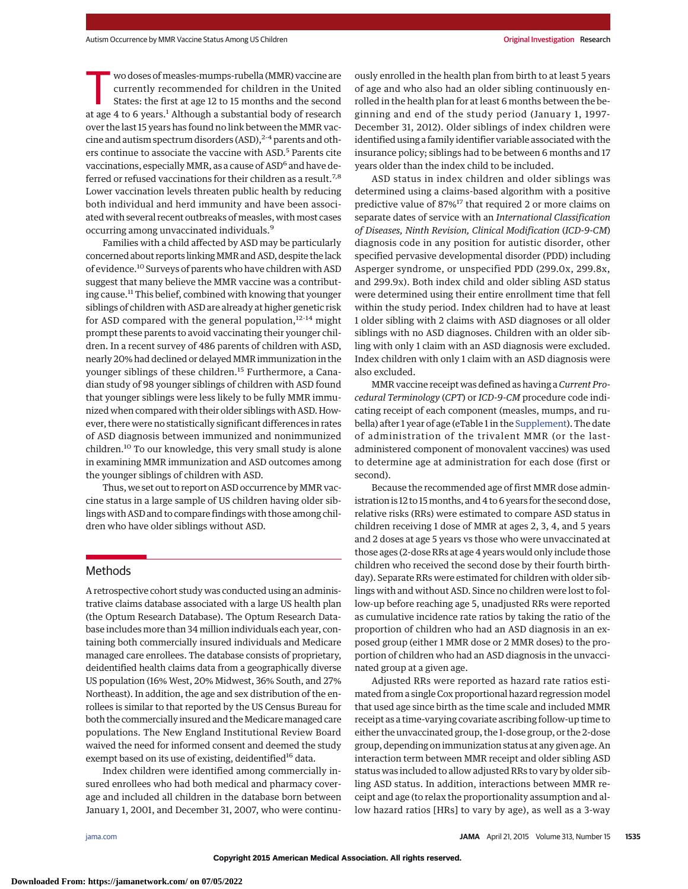Two doses of measles-mumps-rubella (MMR) vaccine are currently recommended for children in the United States: the first at age 12 to 15 months and the second at age 4 to 6 years.[1] Although a substantial body of research over the last 15 years has found no link between the MMR vaccine and autism spectrum disorders (ASD),[2-4] parents and others continue to associate the vaccine with ASD.[5] Parents cite vaccinations, especially MMR, as a cause of ASD[6] and have deferred or refused vaccinations for their children as a result.[7,8] Lower vaccination levels threaten public health by reducing both individual and herd immunity and have been associated with several recent outbreaks of measles, with most cases occurring among unvaccinated individuals.[9]

Families with a child affected by ASD may be particularly concerned about reports linking MMR and ASD, despite the lack of evidence.[10] Surveys of parents who have children with ASD suggest that many believe the MMR vaccine was a contributing cause.[11] This belief, combined with knowing that younger siblings of children with ASD are already at higher genetic risk for ASD compared with the general population,[12-14] might prompt these parents to avoid vaccinating their younger children. In a recent survey of 486 parents of children with ASD, nearly 20% had declined or delayed MMR immunization in the younger siblings of these children.[15] Furthermore, a Canadian study of 98 younger siblings of children with ASD found that younger siblings were less likely to be fully MMR immunized when compared with their older siblings with ASD. However, there were no statistically significant differences in rates of ASD diagnosis between immunized and nonimmunized children.[10] To our knowledge, this very small study is alone in examining MMR immunization and ASD outcomes among the younger siblings of children with ASD.

Thus, we set out to report on ASD occurrence by MMR vaccine status in a large sample of US children having older siblings with ASD and to compare findings with those among children who have older siblings without ASD.

## Methods

A retrospective cohort study was conducted using an administrative claims database associated with a large US health plan (the Optum Research Database). The Optum Research Database includes more than 34 million individuals each year, containing both commercially insured individuals and Medicare managed care enrollees. The database consists of proprietary, deidentified health claims data from a geographically diverse US population (16% West, 20% Midwest, 36% South, and 27% Northeast). In addition, the age and sex distribution of the enrollees is similar to that reported by the US Census Bureau for both the commercially insured and the Medicare managed care populations. The New England Institutional Review Board waived the need for informed consent and deemed the study exempt based on its use of existing, deidentified[16] data.

Index children were identified among commercially insured enrollees who had both medical and pharmacy coverage and included all children in the database born between January 1, 2001, and December 31, 2007, who were continuously enrolled in the health plan from birth to at least 5 years of age and who also had an older sibling continuously enrolled in the health plan for at least 6 months between the beginning and end of the study period (January 1, 1997-December 31, 2012). Older siblings of index children were identified using a family identifier variable associated with the insurance policy; siblings had to be between 6 months and 17 years older than the index child to be included.

ASD status in index children and older siblings was determined using a claims-based algorithm with a positive predictive value of 87%[17] that required 2 or more claims on separate dates of service with an *International Classification of Diseases, Ninth Revision, Clinical Modification* (*ICD-9-CM*) diagnosis code in any position for autistic disorder, other specified pervasive developmental disorder (PDD) including Asperger syndrome, or unspecified PDD (299.0x, 299.8x, and 299.9x). Both index child and older sibling ASD status were determined using their entire enrollment time that fell within the study period. Index children had to have at least 1 older sibling with 2 claims with ASD diagnoses or all older siblings with no ASD diagnoses. Children with an older sibling with only 1 claim with an ASD diagnosis were excluded. Index children with only 1 claim with an ASD diagnosis were also excluded.

MMR vaccine receipt was defined as having a *Current Procedural Terminology* (*CPT*) or *ICD-9-CM* procedure code indicating receipt of each component (measles, mumps, and rubella) after 1 year of age (eTable 1 in the Supplement). The date of administration of the trivalent MMR (or the last-administered component of monovalent vaccines) was used to determine age at administration for each dose (first or second).

Because the recommended age of first MMR dose administration is 12 to 15 months, and 4 to 6 years for the second dose, relative risks (RRs) were estimated to compare ASD status in children receiving 1 dose of MMR at ages 2, 3, 4, and 5 years and 2 doses at age 5 years vs those who were unvaccinated at those ages (2-dose RRs at age 4 years would only include those children who received the second dose by their fourth birthday). Separate RRs were estimated for children with older siblings with and without ASD. Since no children were lost to follow-up before reaching age 5, unadjusted RRs were reported as cumulative incidence rate ratios by taking the ratio of the proportion of children who had an ASD diagnosis in an exposed group (either 1 MMR dose or 2 MMR doses) to the proportion of children who had an ASD diagnosis in the unvaccinated group at a given age.

Adjusted RRs were reported as hazard rate ratios estimated from a single Cox proportional hazard regression model that used age since birth as the time scale and included MMR receipt as a time-varying covariate ascribing follow-up time to either the unvaccinated group, the 1-dose group, or the 2-dose group, depending on immunization status at any given age. An interaction term between MMR receipt and older sibling ASD status was included to allow adjusted RRs to vary by older sibling ASD status. In addition, interactions between MMR receipt and age (to relax the proportionality assumption and allow hazard ratios [HRs] to vary by age), as well as a 3-way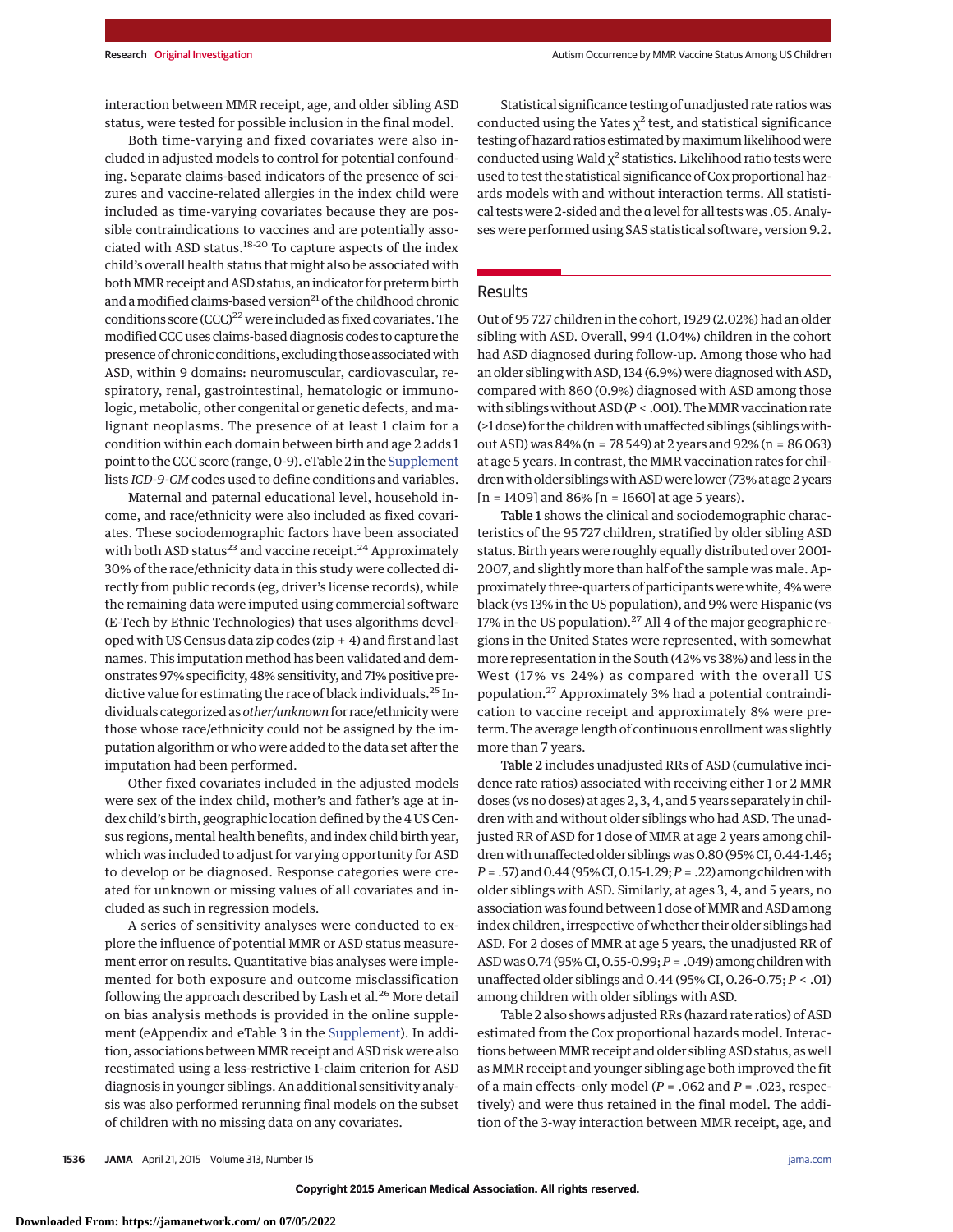interaction between MMR receipt, age, and older sibling ASD status, were tested for possible inclusion in the final model.

Both time-varying and fixed covariates were also included in adjusted models to control for potential confounding. Separate claims-based indicators of the presence of seizures and vaccine-related allergies in the index child were included as time-varying covariates because they are possible contraindications to vaccines and are potentially associated with ASD status.[18-20] To capture aspects of the index child's overall health status that might also be associated with both MMR receipt and ASD status, an indicator for preterm birth and a modified claims-based version[21] of the childhood chronic conditions score (CCC)[22] were included as fixed covariates. The modified CCC uses claims-based diagnosis codes to capture the presence of chronic conditions, excluding those associated with ASD, within 9 domains: neuromuscular, cardiovascular, respiratory, renal, gastrointestinal, hematologic or immunologic, metabolic, other congenital or genetic defects, and malignant neoplasms. The presence of at least 1 claim for a condition within each domain between birth and age 2 adds 1 point to the CCC score (range, 0-9). eTable 2 in the Supplement lists *ICD-9-CM* codes used to define conditions and variables.

Maternal and paternal educational level, household income, and race/ethnicity were also included as fixed covariates. These sociodemographic factors have been associated with both ASD status[23] and vaccine receipt.[24] Approximately 30% of the race/ethnicity data in this study were collected directly from public records (eg, driver's license records), while the remaining data were imputed using commercial software (E-Tech by Ethnic Technologies) that uses algorithms developed with US Census data zip codes (zip + 4) and first and last names. This imputation method has been validated and demonstrates 97% specificity, 48% sensitivity, and 71% positive predictive value for estimating the race of black individuals.[25] Individuals categorized as *other/unknown* for race/ethnicity were those whose race/ethnicity could not be assigned by the imputation algorithm or who were added to the data set after the imputation had been performed.

Other fixed covariates included in the adjusted models were sex of the index child, mother's and father's age at index child's birth, geographic location defined by the 4 US Census regions, mental health benefits, and index child birth year, which was included to adjust for varying opportunity for ASD to develop or be diagnosed. Response categories were created for unknown or missing values of all covariates and included as such in regression models.

A series of sensitivity analyses were conducted to explore the influence of potential MMR or ASD status measurement error on results. Quantitative bias analyses were implemented for both exposure and outcome misclassification following the approach described by Lash et al.[26] More detail on bias analysis methods is provided in the online supplement (eAppendix and eTable 3 in the Supplement). In addition, associations between MMR receipt and ASD risk were also reestimated using a less-restrictive 1-claim criterion for ASD diagnosis in younger siblings. An additional sensitivity analysis was also performed rerunning final models on the subset of children with no missing data on any covariates.

Statistical significance testing of unadjusted rate ratios was conducted using the Yates $\chi^2$ test, and statistical significance testing of hazard ratios estimated by maximum likelihood were conducted using Wald $\chi^2$ statistics. Likelihood ratio tests were used to test the statistical significance of Cox proportional hazards models with and without interaction terms. All statistical tests were 2-sided and the α level for all tests was .05. Analyses were performed using SAS statistical software, version 9.2.

## Results

Out of 95 727 children in the cohort, 1929 (2.02%) had an older sibling with ASD. Overall, 994 (1.04%) children in the cohort had ASD diagnosed during follow-up. Among those who had an older sibling with ASD, 134 (6.9%) were diagnosed with ASD, compared with 860 (0.9%) diagnosed with ASD among those with siblings without ASD ($P < .001$). The MMR vaccination rate (≥1 dose) for the children with unaffected siblings (siblings without ASD) was 84% (n = 78 549) at 2 years and 92% (n = 86 063) at age 5 years. In contrast, the MMR vaccination rates for children with older siblings with ASD were lower (73% at age 2 years [n = 1409] and 86% [n = 1660] at age 5 years).

**Table 1** shows the clinical and sociodemographic characteristics of the 95 727 children, stratified by older sibling ASD status. Birth years were roughly equally distributed over 2001-2007, and slightly more than half of the sample was male. Approximately three-quarters of participants were white, 4% were black (vs 13% in the US population), and 9% were Hispanic (vs 17% in the US population).[27] All 4 of the major geographic regions in the United States were represented, with somewhat more representation in the South (42% vs 38%) and less in the West (17% vs 24%) as compared with the overall US population.[27] Approximately 3% had a potential contraindication to vaccine receipt and approximately 8% were preterm. The average length of continuous enrollment was slightly more than 7 years.

**Table 2** includes unadjusted RRs of ASD (cumulative incidence rate ratios) associated with receiving either 1 or 2 MMR doses (vs no doses) at ages 2, 3, 4, and 5 years separately in children with and without older siblings who had ASD. The unadjusted RR of ASD for 1 dose of MMR at age 2 years among children with unaffected older siblings was 0.80 (95% CI, 0.44-1.46; $P = .57$) and 0.44 (95% CI, 0.15-1.29; $P = .22$) among children with older siblings with ASD. Similarly, at ages 3, 4, and 5 years, no association was found between 1 dose of MMR and ASD among index children, irrespective of whether their older siblings had ASD. For 2 doses of MMR at age 5 years, the unadjusted RR of ASD was 0.74 (95% CI, 0.55-0.99; $P = .049$) among children with unaffected older siblings and 0.44 (95% CI, 0.26-0.75; $P < .01$) among children with older siblings with ASD.

Table 2 also shows adjusted RRs (hazard rate ratios) of ASD estimated from the Cox proportional hazards model. Interactions between MMR receipt and older sibling ASD status, as well as MMR receipt and younger sibling age both improved the fit of a main effects–only model ($P = .062$ and $P = .023$, respectively) and were thus retained in the final model. The addition of the 3-way interaction between MMR receipt, age, and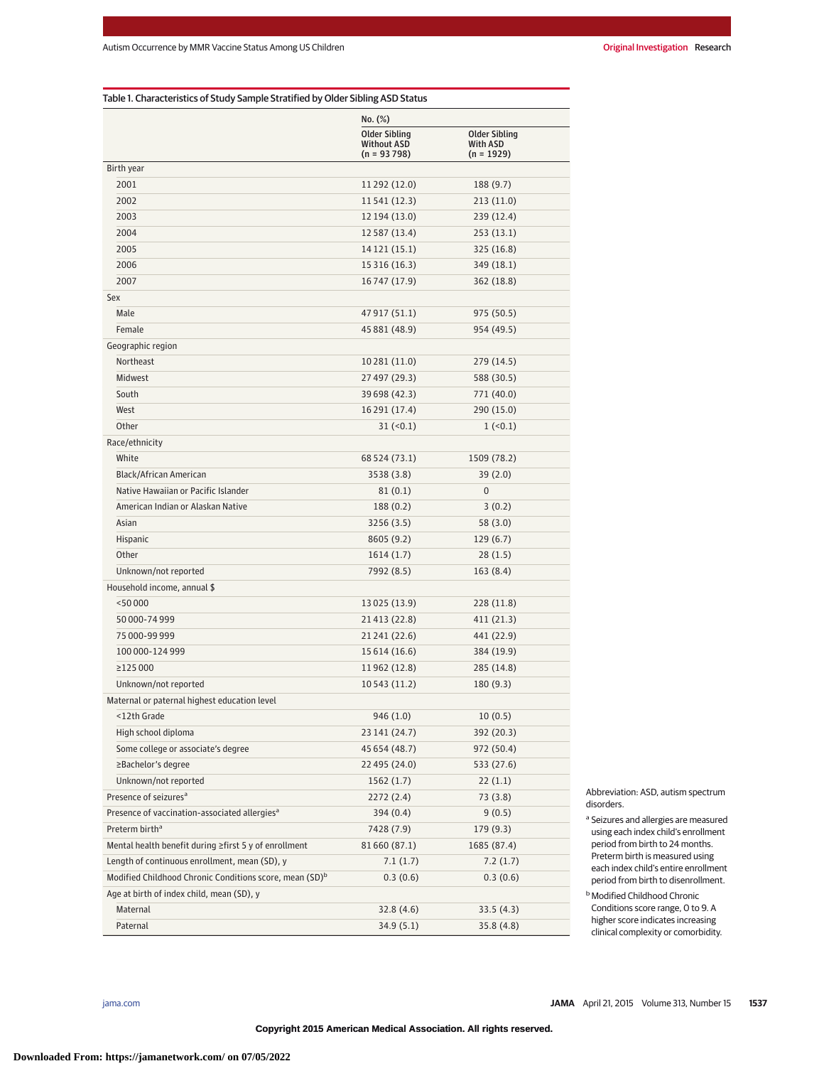Table 1. Characteristics of Study Sample Stratified by Older Sibling ASD Status

| | No. (%) | |
|---|---|---|
| | Older Sibling Without ASD (n = 93 798) | Older Sibling With ASD (n = 1929) |
| **Birth year** | | |
| 2001 | 11 292 (12.0) | 188 (9.7) |
| 2002 | 11 541 (12.3) | 213 (11.0) |
| 2003 | 12 194 (13.0) | 239 (12.4) |
| 2004 | 12 587 (13.4) | 253 (13.1) |
| 2005 | 14 121 (15.1) | 325 (16.8) |
| 2006 | 15 316 (16.3) | 349 (18.1) |
| 2007 | 16 747 (17.9) | 362 (18.8) |
| **Sex** | | |
| Male | 47 917 (51.1) | 975 (50.5) |
| Female | 45 881 (48.9) | 954 (49.5) |
| **Geographic region** | | |
| Northeast | 10 281 (11.0) | 279 (14.5) |
| Midwest | 27 497 (29.3) | 588 (30.5) |
| South | 39 698 (42.3) | 771 (40.0) |
| West | 16 291 (17.4) | 290 (15.0) |
| Other | 31 (<0.1) | 1 (<0.1) |
| **Race/ethnicity** | | |
| White | 68 524 (73.1) | 1509 (78.2) |
| Black/African American | 3538 (3.8) | 39 (2.0) |
| Native Hawaiian or Pacific Islander | 81 (0.1) | 0 |
| American Indian or Alaskan Native | 188 (0.2) | 3 (0.2) |
| Asian | 3256 (3.5) | 58 (3.0) |
| Hispanic | 8605 (9.2) | 129 (6.7) |
| Other | 1614 (1.7) | 28 (1.5) |
| Unknown/not reported | 7992 (8.5) | 163 (8.4) |
| **Household income, annual $** | | |
| <50 000 | 13 025 (13.9) | 228 (11.8) |
| 50 000-74 999 | 21 413 (22.8) | 411 (21.3) |
| 75 000-99 999 | 21 241 (22.6) | 441 (22.9) |
| 100 000-124 999 | 15 614 (16.6) | 384 (19.9) |
| ≥125 000 | 11 962 (12.8) | 285 (14.8) |
| Unknown/not reported | 10 543 (11.2) | 180 (9.3) |
| **Maternal or paternal highest education level** | | |
| <12th Grade | 946 (1.0) | 10 (0.5) |
| High school diploma | 23 141 (24.7) | 392 (20.3) |
| Some college or associate's degree | 45 654 (48.7) | 972 (50.4) |
| ≥Bachelor's degree | 22 495 (24.0) | 533 (27.6) |
| Unknown/not reported | 1562 (1.7) | 22 (1.1) |
| Presence of seizures[a] | 2272 (2.4) | 73 (3.8) |
| Presence of vaccination-associated allergies[a] | 394 (0.4) | 9 (0.5) |
| Preterm birth[a] | 7428 (7.9) | 179 (9.3) |
| Mental health benefit during ≥first 5 y of enrollment | 81 660 (87.1) | 1685 (87.4) |
| Length of continuous enrollment, mean (SD), y | 7.1 (1.7) | 7.2 (1.7) |
| Modified Childhood Chronic Conditions score, mean (SD)[b] | 0.3 (0.6) | 0.3 (0.6) |
| **Age at birth of index child, mean (SD), y** | | |
| Maternal | 32.8 (4.6) | 33.5 (4.3) |
| Paternal | 34.9 (5.1) | 35.8 (4.8) |

Abbreviation: ASD, autism spectrum disorders.

[a] Seizures and allergies are measured using each index child's enrollment period from birth to 24 months. Preterm birth is measured using each index child's entire enrollment period from birth to disenrollment.

[b] Modified Childhood Chronic Conditions score range, 0 to 9. A higher score indicates increasing clinical complexity or comorbidity.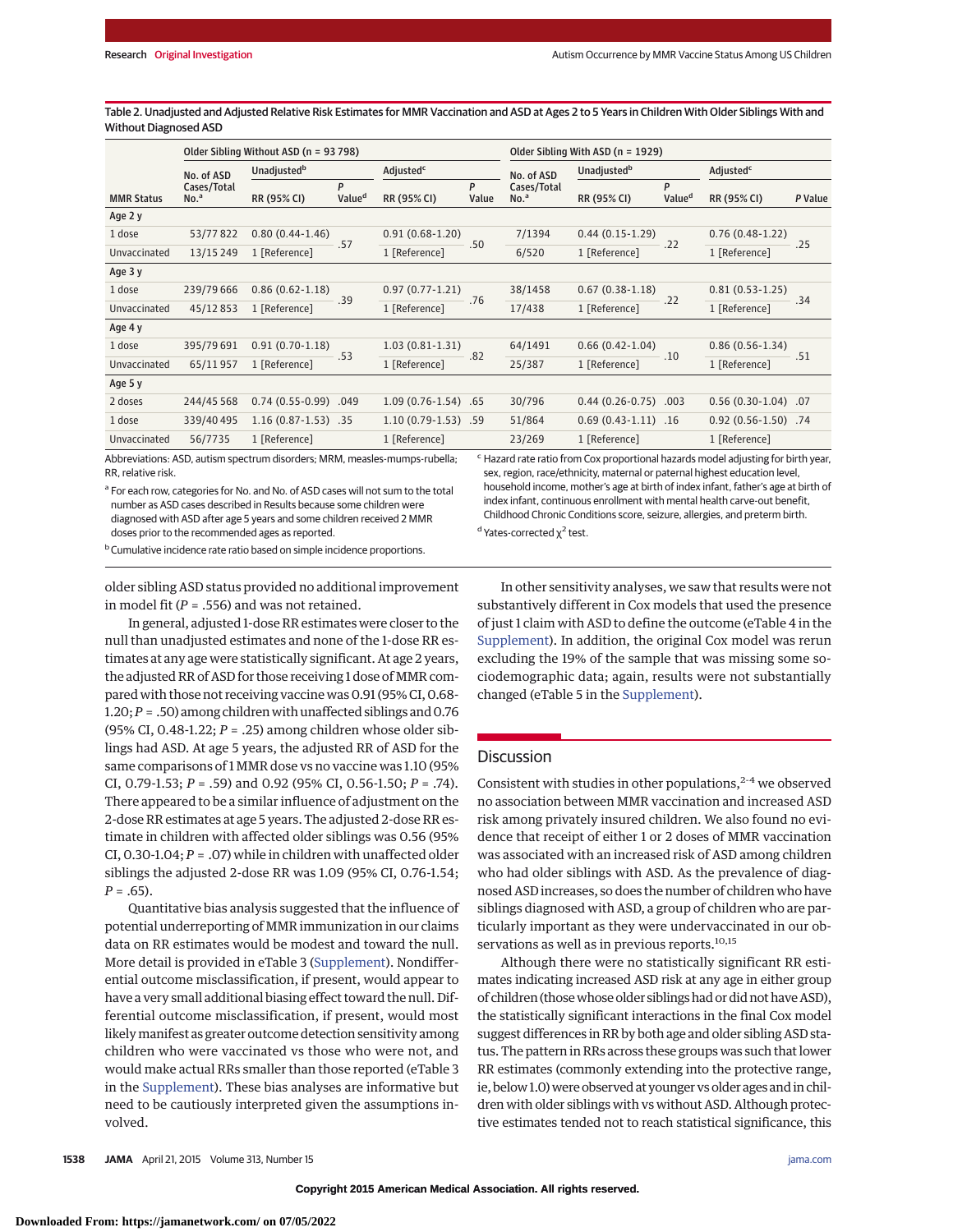Table 2. Unadjusted and Adjusted Relative Risk Estimates for MMR Vaccination and ASD at Ages 2 to 5 Years in Children With Older Siblings With and Without Diagnosed ASD

| MMR Status | Older Sibling Without ASD (n = 93 798) | | | | | Older Sibling With ASD (n = 1929) | | | | |
|---|---|---|---|---|---|---|---|---|---|---|
| | No. of ASD Cases/Total No.[a] | Unadjusted[b] | | Adjusted[c] | | No. of ASD Cases/Total No.[a] | Unadjusted[b] | | Adjusted[c] | |
| | | RR (95% CI) | P Value[d] | RR (95% CI) | P Value | | RR (95% CI) | P Value[d] | RR (95% CI) | P Value |
| **Age 2 y** | | | | | | | | | | |
| 1 dose | 53/77 822 | 0.80 (0.44-1.46) | .57 | 0.91 (0.68-1.20) | .50 | 7/1394 | 0.44 (0.15-1.29) | .22 | 0.76 (0.48-1.22) | .25 |
| Unvaccinated | 13/15 249 | 1 [Reference] | | 1 [Reference] | | 6/520 | 1 [Reference] | | 1 [Reference] | |
| **Age 3 y** | | | | | | | | | | |
| 1 dose | 239/79 666 | 0.86 (0.62-1.18) | .39 | 0.97 (0.77-1.21) | .76 | 38/1458 | 0.67 (0.38-1.18) | .22 | 0.81 (0.53-1.25) | .34 |
| Unvaccinated | 45/12 853 | 1 [Reference] | | 1 [Reference] | | 17/438 | 1 [Reference] | | 1 [Reference] | |
| **Age 4 y** | | | | | | | | | | |
| 1 dose | 395/79 691 | 0.91 (0.70-1.18) | .53 | 1.03 (0.81-1.31) | .82 | 64/1491 | 0.66 (0.42-1.04) | .10 | 0.86 (0.56-1.34) | .51 |
| Unvaccinated | 65/11 957 | 1 [Reference] | | 1 [Reference] | | 25/387 | 1 [Reference] | | 1 [Reference] | |
| **Age 5 y** | | | | | | | | | | |
| 2 doses | 244/45 568 | 0.74 (0.55-0.99) | .049 | 1.09 (0.76-1.54) | .65 | 30/796 | 0.44 (0.26-0.75) | .003 | 0.56 (0.30-1.04) | .07 |
| 1 dose | 339/40 495 | 1.16 (0.87-1.53) | .35 | 1.10 (0.79-1.53) | .59 | 51/864 | 0.69 (0.43-1.11) | .16 | 0.92 (0.56-1.50) | .74 |
| Unvaccinated | 56/7735 | 1 [Reference] | | 1 [Reference] | | 23/269 | 1 [Reference] | | 1 [Reference] | |

Abbreviations: ASD, autism spectrum disorders; MRM, measles-mumps-rubella; RR, relative risk.

[a] For each row, categories for No. and No. of ASD cases will not sum to the total number as ASD cases described in Results because some children were diagnosed with ASD after age 5 years and some children received 2 MMR doses prior to the recommended ages as reported.

[b] Cumulative incidence rate ratio based on simple incidence proportions.

[c] Hazard rate ratio from Cox proportional hazards model adjusting for birth year, sex, region, race/ethnicity, maternal or paternal highest education level, household income, mother's age at birth of index infant, father's age at birth of index infant, continuous enrollment with mental health carve-out benefit, Childhood Chronic Conditions score, seizure, allergies, and preterm birth.

[d] Yates-corrected $\chi^2$ test.

older sibling ASD status provided no additional improvement in model fit ($P$ = .556) and was not retained.

In general, adjusted 1-dose RR estimates were closer to the null than unadjusted estimates and none of the 1-dose RR estimates at any age were statistically significant. At age 2 years, the adjusted RR of ASD for those receiving 1 dose of MMR compared with those not receiving vaccine was 0.91 (95% CI, 0.68-1.20; $P$ = .50) among children with unaffected siblings and 0.76 (95% CI, 0.48-1.22; $P$ = .25) among children whose older siblings had ASD. At age 5 years, the adjusted RR of ASD for the same comparisons of 1 MMR dose vs no vaccine was 1.10 (95% CI, 0.79-1.53; $P$ = .59) and 0.92 (95% CI, 0.56-1.50; $P$ = .74). There appeared to be a similar influence of adjustment on the 2-dose RR estimates at age 5 years. The adjusted 2-dose RR estimate in children with affected older siblings was 0.56 (95% CI, 0.30-1.04; $P$ = .07) while in children with unaffected older siblings the adjusted 2-dose RR was 1.09 (95% CI, 0.76-1.54; $P$ = .65).

Quantitative bias analysis suggested that the influence of potential underreporting of MMR immunization in our claims data on RR estimates would be modest and toward the null. More detail is provided in eTable 3 (Supplement). Nondifferential outcome misclassification, if present, would appear to have a very small additional biasing effect toward the null. Differential outcome misclassification, if present, would most likely manifest as greater outcome detection sensitivity among children who were vaccinated vs those who were not, and would make actual RRs smaller than those reported (eTable 3 in the Supplement). These bias analyses are informative but need to be cautiously interpreted given the assumptions involved.

In other sensitivity analyses, we saw that results were not substantively different in Cox models that used the presence of just 1 claim with ASD to define the outcome (eTable 4 in the Supplement). In addition, the original Cox model was rerun excluding the 19% of the sample that was missing some sociodemographic data; again, results were not substantially changed (eTable 5 in the Supplement).

## Discussion

Consistent with studies in other populations,[2-4] we observed no association between MMR vaccination and increased ASD risk among privately insured children. We also found no evidence that receipt of either 1 or 2 doses of MMR vaccination was associated with an increased risk of ASD among children who had older siblings with ASD. As the prevalence of diagnosed ASD increases, so does the number of children who have siblings diagnosed with ASD, a group of children who are particularly important as they were undervaccinated in our observations as well as in previous reports.[10,15]

Although there were no statistically significant RR estimates indicating increased ASD risk at any age in either group of children (those whose older siblings had or did not have ASD), the statistically significant interactions in the final Cox model suggest differences in RR by both age and older sibling ASD status. The pattern in RRs across these groups was such that lower RR estimates (commonly extending into the protective range, ie, below 1.0) were observed at younger vs older ages and in children with older siblings with vs without ASD. Although protective estimates tended not to reach statistical significance, this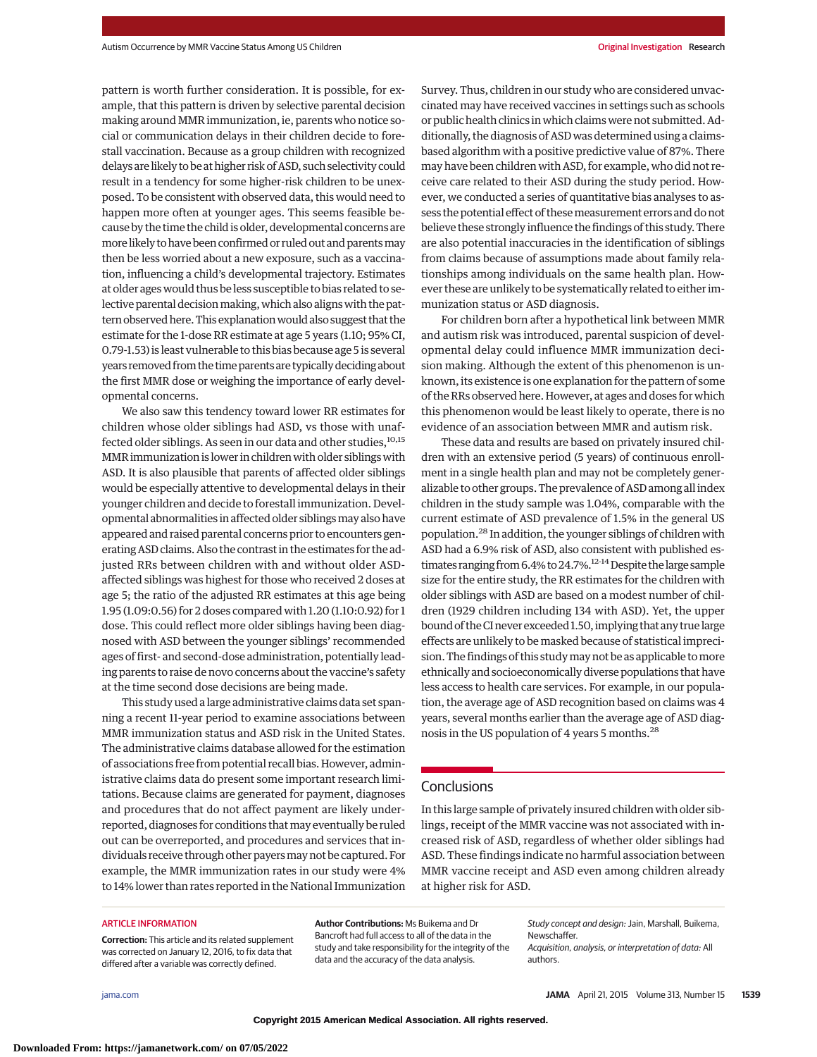pattern is worth further consideration. It is possible, for example, that this pattern is driven by selective parental decision making around MMR immunization, ie, parents who notice social or communication delays in their children decide to forestall vaccination. Because as a group children with recognized delays are likely to be at higher risk of ASD, such selectivity could result in a tendency for some higher-risk children to be unexposed. To be consistent with observed data, this would need to happen more often at younger ages. This seems feasible because by the time the child is older, developmental concerns are more likely to have been confirmed or ruled out and parents may then be less worried about a new exposure, such as a vaccination, influencing a child's developmental trajectory. Estimates at older ages would thus be less susceptible to bias related to selective parental decision making, which also aligns with the pattern observed here. This explanation would also suggest that the estimate for the 1-dose RR estimate at age 5 years (1.10; 95% CI, 0.79-1.53) is least vulnerable to this bias because age 5 is several years removed from the time parents are typically deciding about the first MMR dose or weighing the importance of early developmental concerns.

We also saw this tendency toward lower RR estimates for children whose older siblings had ASD, vs those with unaffected older siblings. As seen in our data and other studies,[10,15] MMR immunization is lower in children with older siblings with ASD. It is also plausible that parents of affected older siblings would be especially attentive to developmental delays in their younger children and decide to forestall immunization. Developmental abnormalities in affected older siblings may also have appeared and raised parental concerns prior to encounters generating ASD claims. Also the contrast in the estimates for the adjusted RRs between children with and without older ASD-affected siblings was highest for those who received 2 doses at age 5; the ratio of the adjusted RR estimates at this age being 1.95 (1.09:0.56) for 2 doses compared with 1.20 (1.10:0.92) for 1 dose. This could reflect more older siblings having been diagnosed with ASD between the younger siblings' recommended ages of first- and second-dose administration, potentially leading parents to raise de novo concerns about the vaccine's safety at the time second dose decisions are being made.

This study used a large administrative claims data set spanning a recent 11-year period to examine associations between MMR immunization status and ASD risk in the United States. The administrative claims database allowed for the estimation of associations free from potential recall bias. However, administrative claims data do present some important research limitations. Because claims are generated for payment, diagnoses and procedures that do not affect payment are likely underreported, diagnoses for conditions that may eventually be ruled out can be overreported, and procedures and services that individuals receive through other payers may not be captured. For example, the MMR immunization rates in our study were 4% to 14% lower than rates reported in the National Immunization Survey. Thus, children in our study who are considered unvaccinated may have received vaccines in settings such as schools or public health clinics in which claims were not submitted. Additionally, the diagnosis of ASD was determined using a claims-based algorithm with a positive predictive value of 87%. There may have been children with ASD, for example, who did not receive care related to their ASD during the study period. However, we conducted a series of quantitative bias analyses to assess the potential effect of these measurement errors and do not believe these strongly influence the findings of this study. There are also potential inaccuracies in the identification of siblings from claims because of assumptions made about family relationships among individuals on the same health plan. However these are unlikely to be systematically related to either immunization status or ASD diagnosis.

For children born after a hypothetical link between MMR and autism risk was introduced, parental suspicion of developmental delay could influence MMR immunization decision making. Although the extent of this phenomenon is unknown, its existence is one explanation for the pattern of some of the RRs observed here. However, at ages and doses for which this phenomenon would be least likely to operate, there is no evidence of an association between MMR and autism risk.

These data and results are based on privately insured children with an extensive period (5 years) of continuous enrollment in a single health plan and may not be completely generalizable to other groups. The prevalence of ASD among all index children in the study sample was 1.04%, comparable with the current estimate of ASD prevalence of 1.5% in the general US population.[28] In addition, the younger siblings of children with ASD had a 6.9% risk of ASD, also consistent with published estimates ranging from 6.4% to 24.7%.[12-14] Despite the large sample size for the entire study, the RR estimates for the children with older siblings with ASD are based on a modest number of children (1929 children including 134 with ASD). Yet, the upper bound of the CI never exceeded 1.50, implying that any true large effects are unlikely to be masked because of statistical imprecision. The findings of this study may not be as applicable to more ethnically and socioeconomically diverse populations that have less access to health care services. For example, in our population, the average age of ASD recognition based on claims was 4 years, several months earlier than the average age of ASD diagnosis in the US population of 4 years 5 months.[28]

## Conclusions

In this large sample of privately insured children with older siblings, receipt of the MMR vaccine was not associated with increased risk of ASD, regardless of whether older siblings had ASD. These findings indicate no harmful association between MMR vaccine receipt and ASD even among children already at higher risk for ASD.

### ARTICLE INFORMATION

**Correction:** This article and its related supplement was corrected on January 12, 2016, to fix data that differed after a variable was correctly defined.

**Author Contributions:** Ms Buikema and Dr Bancroft had full access to all of the data in the study and take responsibility for the integrity of the data and the accuracy of the data analysis.

*Study concept and design:* Jain, Marshall, Buikema, Newschaffer.
*Acquisition, analysis, or interpretation of data:* All authors.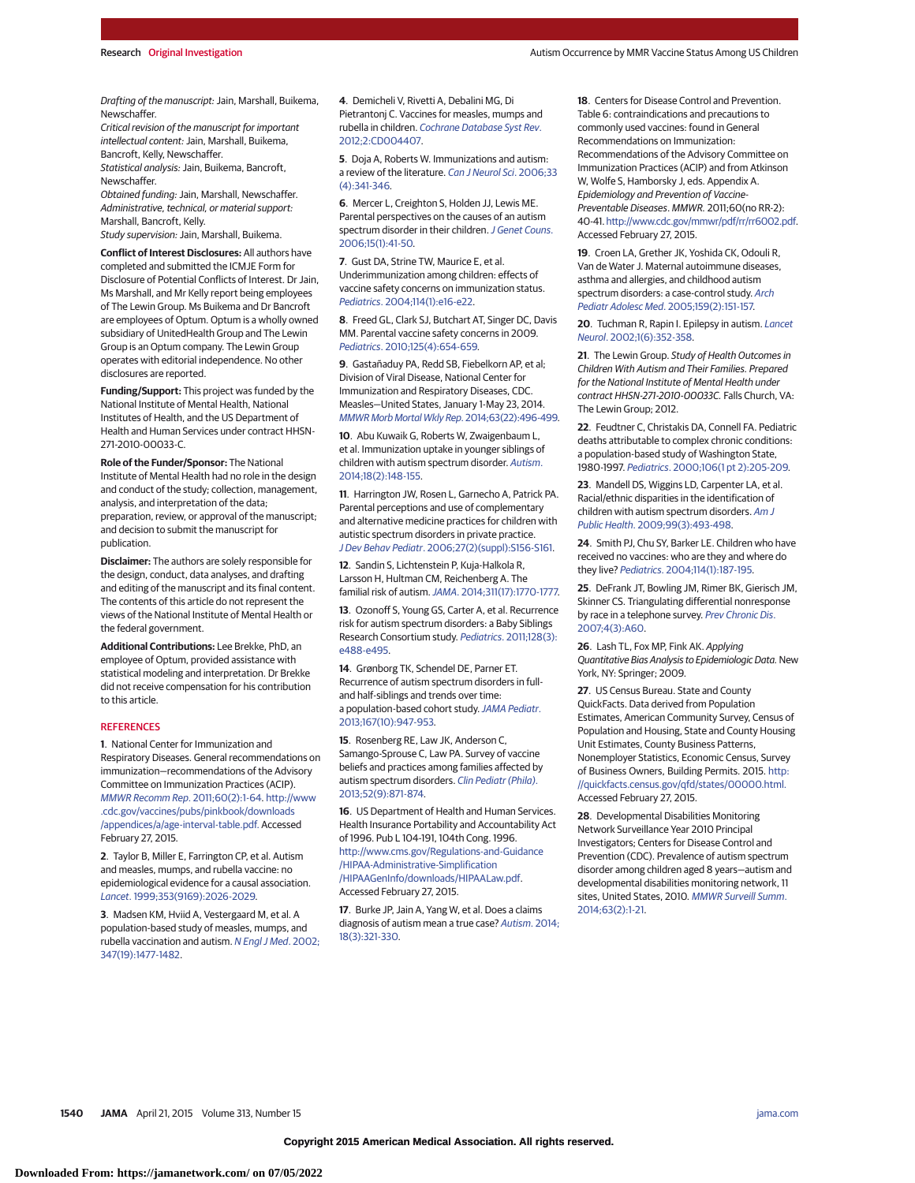*Drafting of the manuscript:* Jain, Marshall, Buikema, Newschaffer.
*Critical revision of the manuscript for important intellectual content:* Jain, Marshall, Buikema, Bancroft, Kelly, Newschaffer.
*Statistical analysis:* Jain, Buikema, Bancroft, Newschaffer.
*Obtained funding:* Jain, Marshall, Newschaffer.
*Administrative, technical, or material support:* Marshall, Bancroft, Kelly.
*Study supervision:* Jain, Marshall, Buikema.

**Conflict of Interest Disclosures:** All authors have completed and submitted the ICMJE Form for Disclosure of Potential Conflicts of Interest. Dr Jain, Ms Marshall, and Mr Kelly report being employees of The Lewin Group. Ms Buikema and Dr Bancroft are employees of Optum. Optum is a wholly owned subsidiary of UnitedHealth Group and The Lewin Group is an Optum company. The Lewin Group operates with editorial independence. No other disclosures are reported.

**Funding/Support:** This project was funded by the National Institute of Mental Health, National Institutes of Health, and the US Department of Health and Human Services under contract HHSN-271-2010-00033-C.

**Role of the Funder/Sponsor:** The National Institute of Mental Health had no role in the design and conduct of the study; collection, management, analysis, and interpretation of the data; preparation, review, or approval of the manuscript; and decision to submit the manuscript for publication.

**Disclaimer:** The authors are solely responsible for the design, conduct, data analyses, and drafting and editing of the manuscript and its final content. The contents of this article do not represent the views of the National Institute of Mental Health or the federal government.

**Additional Contributions:** Lee Brekke, PhD, an employee of Optum, provided assistance with statistical modeling and interpretation. Dr Brekke did not receive compensation for his contribution to this article.

## REFERENCES

1. National Center for Immunization and Respiratory Diseases. General recommendations on immunization—recommendations of the Advisory Committee on Immunization Practices (ACIP). *MMWR Recomm Rep*. 2011;60(2):1-64. http://www.cdc.gov/vaccines/pubs/pinkbook/downloads/appendices/a/age-interval-table.pdf. Accessed February 27, 2015.

2. Taylor B, Miller E, Farrington CP, et al. Autism and measles, mumps, and rubella vaccine: no epidemiological evidence for a causal association. *Lancet*. 1999;353(9169):2026-2029.

3. Madsen KM, Hviid A, Vestergaard M, et al. A population-based study of measles, mumps, and rubella vaccination and autism. *N Engl J Med*. 2002;347(19):1477-1482.

4. Demicheli V, Rivetti A, Debalini MG, Di Pietrantonj C. Vaccines for measles, mumps and rubella in children. *Cochrane Database Syst Rev*. 2012;2:CD004407.

5. Doja A, Roberts W. Immunizations and autism: a review of the literature. *Can J Neurol Sci*. 2006;33(4):341-346.

6. Mercer L, Creighton S, Holden JJ, Lewis ME. Parental perspectives on the causes of an autism spectrum disorder in their children. *J Genet Couns*. 2006;15(1):41-50.

7. Gust DA, Strine TW, Maurice E, et al. Underimmunization among children: effects of vaccine safety concerns on immunization status. *Pediatrics*. 2004;114(1):e16-e22.

8. Freed GL, Clark SJ, Butchart AT, Singer DC, Davis MM. Parental vaccine safety concerns in 2009. *Pediatrics*. 2010;125(4):654-659.

9. Gastañaduy PA, Redd SB, Fiebelkorn AP, et al; Division of Viral Disease, National Center for Immunization and Respiratory Diseases, CDC. Measles—United States, January 1-May 23, 2014. *MMWR Morb Mortal Wkly Rep*. 2014;63(22):496-499.

10. Abu Kuwaik G, Roberts W, Zwaigenbaum L, et al. Immunization uptake in younger siblings of children with autism spectrum disorder. *Autism*. 2014;18(2):148-155.

11. Harrington JW, Rosen L, Garnecho A, Patrick PA. Parental perceptions and use of complementary and alternative medicine practices for children with autistic spectrum disorders in private practice. *J Dev Behav Pediatr*. 2006;27(2)(suppl):S156-S161.

12. Sandin S, Lichtenstein P, Kuja-Halkola R, Larsson H, Hultman CM, Reichenberg A. The familial risk of autism. *JAMA*. 2014;311(17):1770-1777.

13. Ozonoff S, Young GS, Carter A, et al. Recurrence risk for autism spectrum disorders: a Baby Siblings Research Consortium study. *Pediatrics*. 2011;128(3):e488-e495.

14. Grønborg TK, Schendel DE, Parner ET. Recurrence of autism spectrum disorders in full- and half-siblings and trends over time: a population-based cohort study. *JAMA Pediatr*. 2013;167(10):947-953.

15. Rosenberg RE, Law JK, Anderson C, Samango-Sprouse C, Law PA. Survey of vaccine beliefs and practices among families affected by autism spectrum disorders. *Clin Pediatr (Phila)*. 2013;52(9):871-874.

16. US Department of Health and Human Services. Health Insurance Portability and Accountability Act of 1996. Pub L 104-191, 104th Cong. 1996. http://www.cms.gov/Regulations-and-Guidance/HIPAA-Administrative-Simplification/HIPAAGenInfo/downloads/HIPAALaw.pdf. Accessed February 27, 2015.

17. Burke JP, Jain A, Yang W, et al. Does a claims diagnosis of autism mean a true case? *Autism*. 2014;18(3):321-330.

18. Centers for Disease Control and Prevention. Table 6: contraindications and precautions to commonly used vaccines: found in General Recommendations on Immunization: Recommendations of the Advisory Committee on Immunization Practices (ACIP) and from Atkinson W, Wolfe S, Hamborsky J, eds. Appendix A. *Epidemiology and Prevention of Vaccine-Preventable Diseases*. *MMWR*. 2011;60(no RR-2):40-41. http://www.cdc.gov/mmwr/pdf/rr/rr6002.pdf. Accessed February 27, 2015.

19. Croen LA, Grether JK, Yoshida CK, Odouli R, Van de Water J. Maternal autoimmune diseases, asthma and allergies, and childhood autism spectrum disorders: a case-control study. *Arch Pediatr Adolesc Med*. 2005;159(2):151-157.

20. Tuchman R, Rapin I. Epilepsy in autism. *Lancet Neurol*. 2002;1(6):352-358.

21. The Lewin Group. *Study of Health Outcomes in Children With Autism and Their Families. Prepared for the National Institute of Mental Health under contract HHSN-271-2010-00033C*. Falls Church, VA: The Lewin Group; 2012.

22. Feudtner C, Christakis DA, Connell FA. Pediatric deaths attributable to complex chronic conditions: a population-based study of Washington State, 1980-1997. *Pediatrics*. 2000;106(1 pt 2):205-209.

23. Mandell DS, Wiggins LD, Carpenter LA, et al. Racial/ethnic disparities in the identification of children with autism spectrum disorders. *Am J Public Health*. 2009;99(3):493-498.

24. Smith PJ, Chu SY, Barker LE. Children who have received no vaccines: who are they and where do they live? *Pediatrics*. 2004;114(1):187-195.

25. DeFrank JT, Bowling JM, Rimer BK, Gierisch JM, Skinner CS. Triangulating differential nonresponse by race in a telephone survey. *Prev Chronic Dis*. 2007;4(3):A60.

26. Lash TL, Fox MP, Fink AK. *Applying Quantitative Bias Analysis to Epidemiologic Data*. New York, NY: Springer; 2009.

27. US Census Bureau. State and County QuickFacts. Data derived from Population Estimates, American Community Survey, Census of Population and Housing, State and County Housing Unit Estimates, County Business Patterns, Nonemployer Statistics, Economic Census, Survey of Business Owners, Building Permits. 2015. http://quickfacts.census.gov/qfd/states/00000.html. Accessed February 27, 2015.

28. Developmental Disabilities Monitoring Network Surveillance Year 2010 Principal Investigators; Centers for Disease Control and Prevention (CDC). Prevalence of autism spectrum disorder among children aged 8 years—autism and developmental disabilities monitoring network, 11 sites, United States, 2010. *MMWR Surveill Summ*. 2014;63(2):1-21.